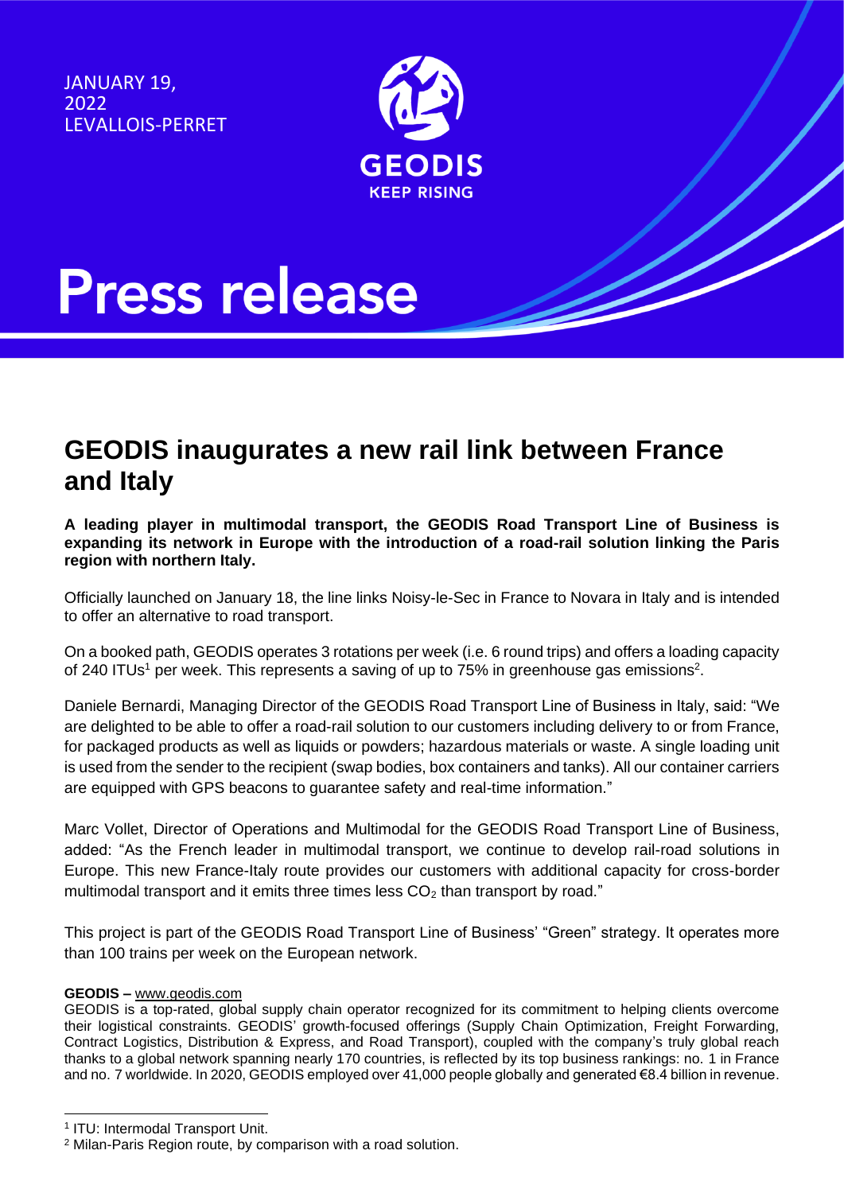JANUARY 19, 2022
LEVALLOIS-PERRET

GEODIS
KEEP RISING

# Press release

## GEODIS inaugurates a new rail link between France and Italy

**A leading player in multimodal transport, the GEODIS Road Transport Line of Business is expanding its network in Europe with the introduction of a road-rail solution linking the Paris region with northern Italy.**

Officially launched on January 18, the line links Noisy-le-Sec in France to Novara in Italy and is intended to offer an alternative to road transport.

On a booked path, GEODIS operates 3 rotations per week (i.e. 6 round trips) and offers a loading capacity of 240 ITUs[1] per week. This represents a saving of up to 75% in greenhouse gas emissions[2].

Daniele Bernardi, Managing Director of the GEODIS Road Transport Line of Business in Italy, said: "We are delighted to be able to offer a road-rail solution to our customers including delivery to or from France, for packaged products as well as liquids or powders; hazardous materials or waste. A single loading unit is used from the sender to the recipient (swap bodies, box containers and tanks). All our container carriers are equipped with GPS beacons to guarantee safety and real-time information."

Marc Vollet, Director of Operations and Multimodal for the GEODIS Road Transport Line of Business, added: "As the French leader in multimodal transport, we continue to develop rail-road solutions in Europe. This new France-Italy route provides our customers with additional capacity for cross-border multimodal transport and it emits three times less $CO_2$ than transport by road."

This project is part of the GEODIS Road Transport Line of Business' "Green" strategy. It operates more than 100 trains per week on the European network.

**GEODIS –** www.geodis.com
GEODIS is a top-rated, global supply chain operator recognized for its commitment to helping clients overcome their logistical constraints. GEODIS' growth-focused offerings (Supply Chain Optimization, Freight Forwarding, Contract Logistics, Distribution & Express, and Road Transport), coupled with the company's truly global reach thanks to a global network spanning nearly 170 countries, is reflected by its top business rankings: no. 1 in France and no. 7 worldwide. In 2020, GEODIS employed over 41,000 people globally and generated €8.4 billion in revenue.

---

[1] ITU: Intermodal Transport Unit.

[2] Milan-Paris Region route, by comparison with a road solution.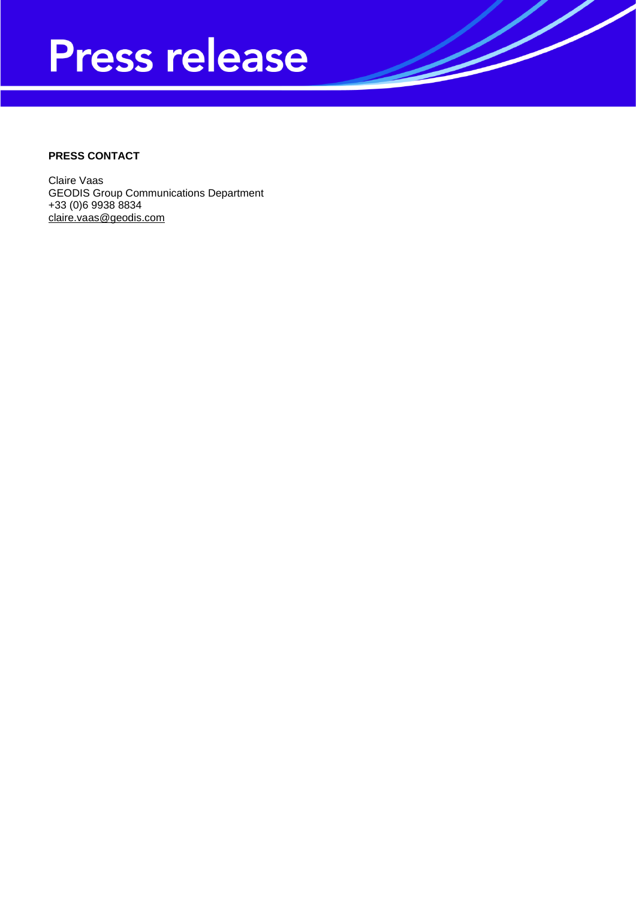# Press release

**PRESS CONTACT**

Claire Vaas
GEODIS Group Communications Department
+33 (0)6 9938 8834
claire.vaas@geodis.com